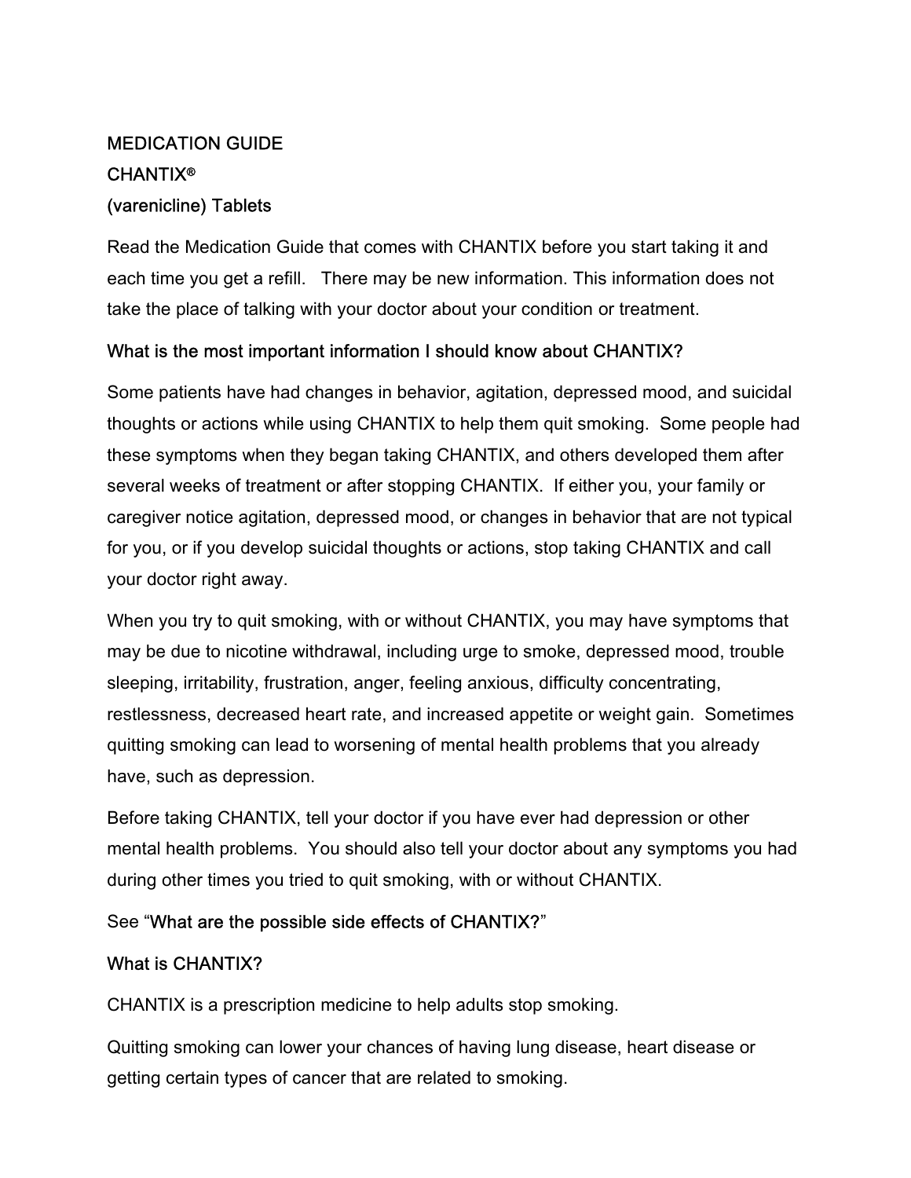# MEDICATION GUIDE

# CHANTIX®

# (varenicline) Tablets

Read the Medication Guide that comes with CHANTIX before you start taking it and each time you get a refill. There may be new information. This information does not take the place of talking with your doctor about your condition or treatment.

## What is the most important information I should know about CHANTIX?

Some patients have had changes in behavior, agitation, depressed mood, and suicidal thoughts or actions while using CHANTIX to help them quit smoking. Some people had these symptoms when they began taking CHANTIX, and others developed them after several weeks of treatment or after stopping CHANTIX. If either you, your family or caregiver notice agitation, depressed mood, or changes in behavior that are not typical for you, or if you develop suicidal thoughts or actions, stop taking CHANTIX and call your doctor right away.

When you try to quit smoking, with or without CHANTIX, you may have symptoms that may be due to nicotine withdrawal, including urge to smoke, depressed mood, trouble sleeping, irritability, frustration, anger, feeling anxious, difficulty concentrating, restlessness, decreased heart rate, and increased appetite or weight gain. Sometimes quitting smoking can lead to worsening of mental health problems that you already have, such as depression.

Before taking CHANTIX, tell your doctor if you have ever had depression or other mental health problems. You should also tell your doctor about any symptoms you had during other times you tried to quit smoking, with or without CHANTIX.

See "What are the possible side effects of CHANTIX?"

## What is CHANTIX?

CHANTIX is a prescription medicine to help adults stop smoking.

Quitting smoking can lower your chances of having lung disease, heart disease or getting certain types of cancer that are related to smoking.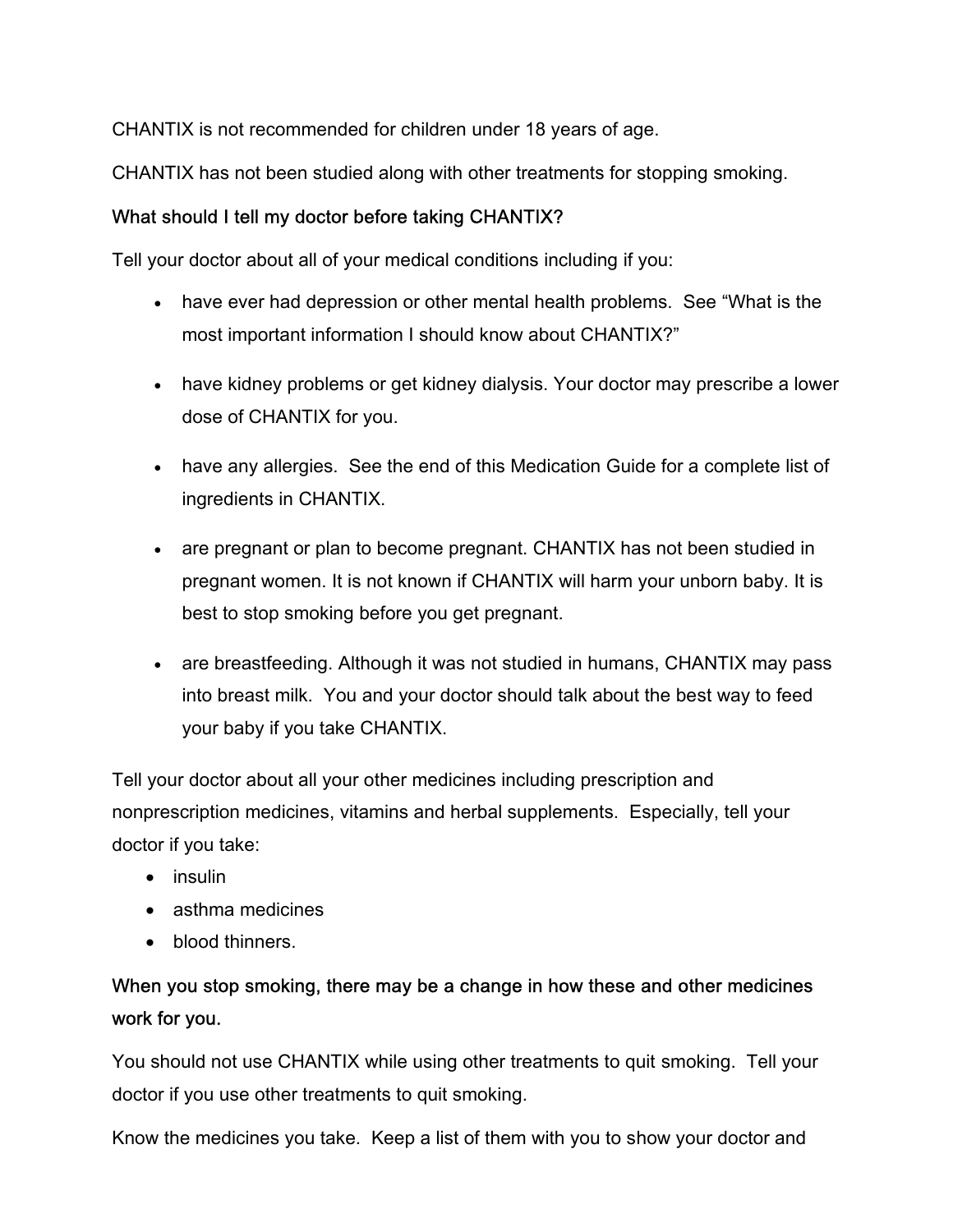CHANTIX is not recommended for children under 18 years of age.

CHANTIX has not been studied along with other treatments for stopping smoking.

### What should I tell my doctor before taking CHANTIX?

Tell your doctor about all of your medical conditions including if you:

- have ever had depression or other mental health problems. See "What is the most important information I should know about CHANTIX?"
- have kidney problems or get kidney dialysis. Your doctor may prescribe a lower dose of CHANTIX for you.
- have any allergies. See the end of this Medication Guide for a complete list of ingredients in CHANTIX.
- are pregnant or plan to become pregnant. CHANTIX has not been studied in pregnant women. It is not known if CHANTIX will harm your unborn baby. It is best to stop smoking before you get pregnant.
- are breastfeeding. Although it was not studied in humans, CHANTIX may pass into breast milk. You and your doctor should talk about the best way to feed your baby if you take CHANTIX.

Tell your doctor about all your other medicines including prescription and nonprescription medicines, vitamins and herbal supplements. Especially, tell your doctor if you take:

- insulin
- asthma medicines
- blood thinners.

### When you stop smoking, there may be a change in how these and other medicines work for you.

You should not use CHANTIX while using other treatments to quit smoking. Tell your doctor if you use other treatments to quit smoking.

Know the medicines you take. Keep a list of them with you to show your doctor and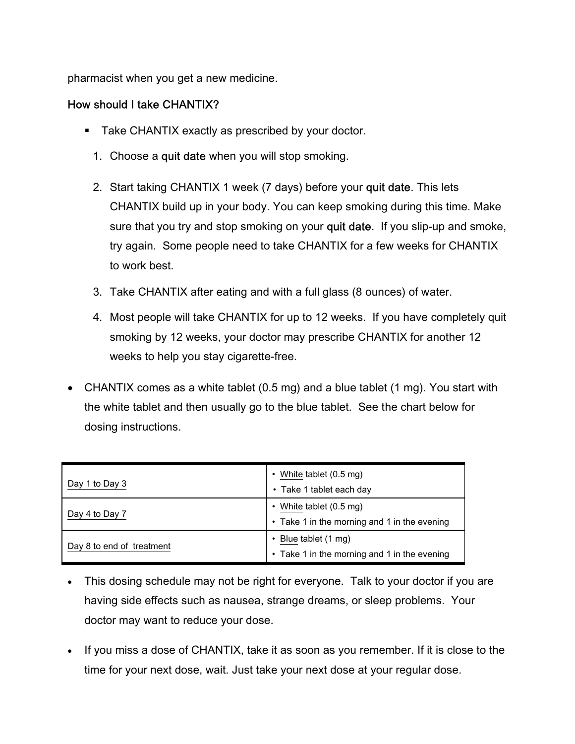pharmacist when you get a new medicine.

## How should I take CHANTIX?

- Take CHANTIX exactly as prescribed by your doctor.
  1. Choose a **quit date** when you will stop smoking.
  2. Start taking CHANTIX 1 week (7 days) before your **quit date**. This lets CHANTIX build up in your body. You can keep smoking during this time. Make sure that you try and stop smoking on your **quit date**. If you slip-up and smoke, try again. Some people need to take CHANTIX for a few weeks for CHANTIX to work best.
  3. Take CHANTIX after eating and with a full glass (8 ounces) of water.
  4. Most people will take CHANTIX for up to 12 weeks. If you have completely quit smoking by 12 weeks, your doctor may prescribe CHANTIX for another 12 weeks to help you stay cigarette-free.

- CHANTIX comes as a white tablet (0.5 mg) and a blue tablet (1 mg). You start with the white tablet and then usually go to the blue tablet. See the chart below for dosing instructions.

| | |
|---|---|
| Day 1 to Day 3 | • White tablet (0.5 mg)<br>• Take 1 tablet each day |
| Day 4 to Day 7 | • White tablet (0.5 mg)<br>• Take 1 in the morning and 1 in the evening |
| Day 8 to end of treatment | • Blue tablet (1 mg)<br>• Take 1 in the morning and 1 in the evening |

- This dosing schedule may not be right for everyone. Talk to your doctor if you are having side effects such as nausea, strange dreams, or sleep problems. Your doctor may want to reduce your dose.
- If you miss a dose of CHANTIX, take it as soon as you remember. If it is close to the time for your next dose, wait. Just take your next dose at your regular dose.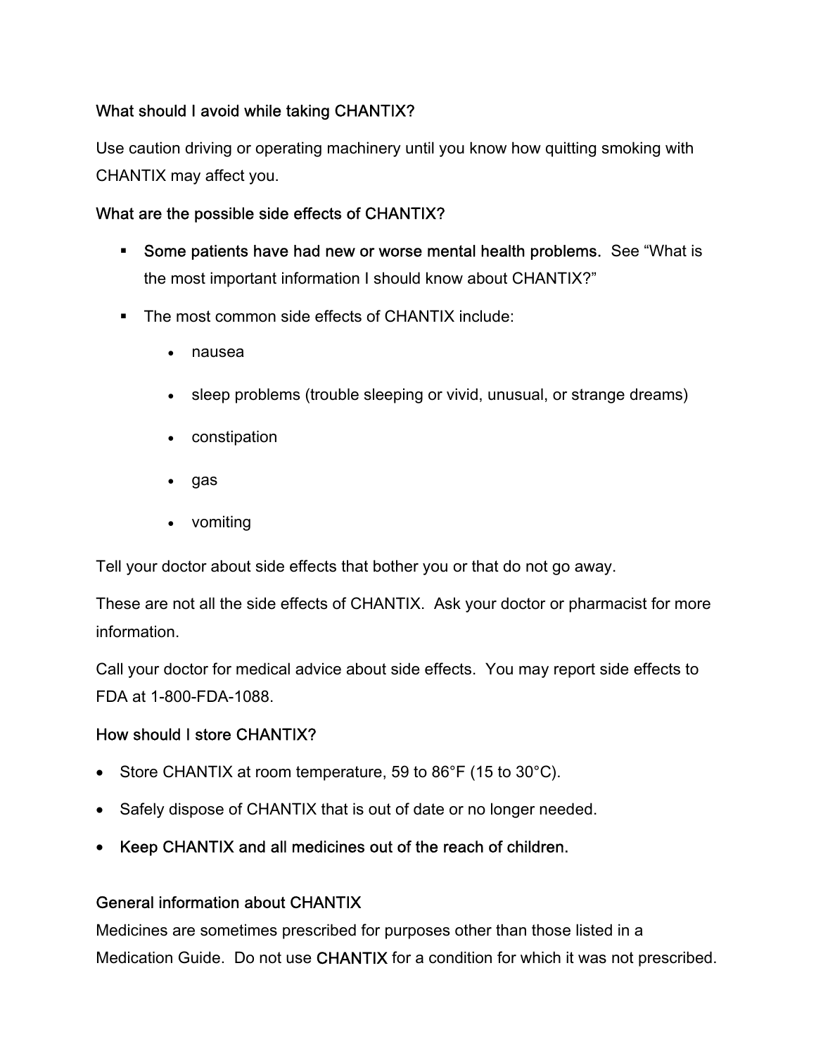### What should I avoid while taking CHANTIX?

Use caution driving or operating machinery until you know how quitting smoking with CHANTIX may affect you.

### What are the possible side effects of CHANTIX?

- **Some patients have had new or worse mental health problems.** See "What is the most important information I should know about CHANTIX?"
- The most common side effects of CHANTIX include:
  - nausea
  - sleep problems (trouble sleeping or vivid, unusual, or strange dreams)
  - constipation
  - gas
  - vomiting

Tell your doctor about side effects that bother you or that do not go away.

These are not all the side effects of CHANTIX. Ask your doctor or pharmacist for more information.

Call your doctor for medical advice about side effects. You may report side effects to FDA at 1-800-FDA-1088.

### How should I store CHANTIX?

- Store CHANTIX at room temperature, 59 to 86°F (15 to 30°C).
- Safely dispose of CHANTIX that is out of date or no longer needed.
- **Keep CHANTIX and all medicines out of the reach of children.**

### General information about CHANTIX

Medicines are sometimes prescribed for purposes other than those listed in a Medication Guide. Do not use CHANTIX for a condition for which it was not prescribed.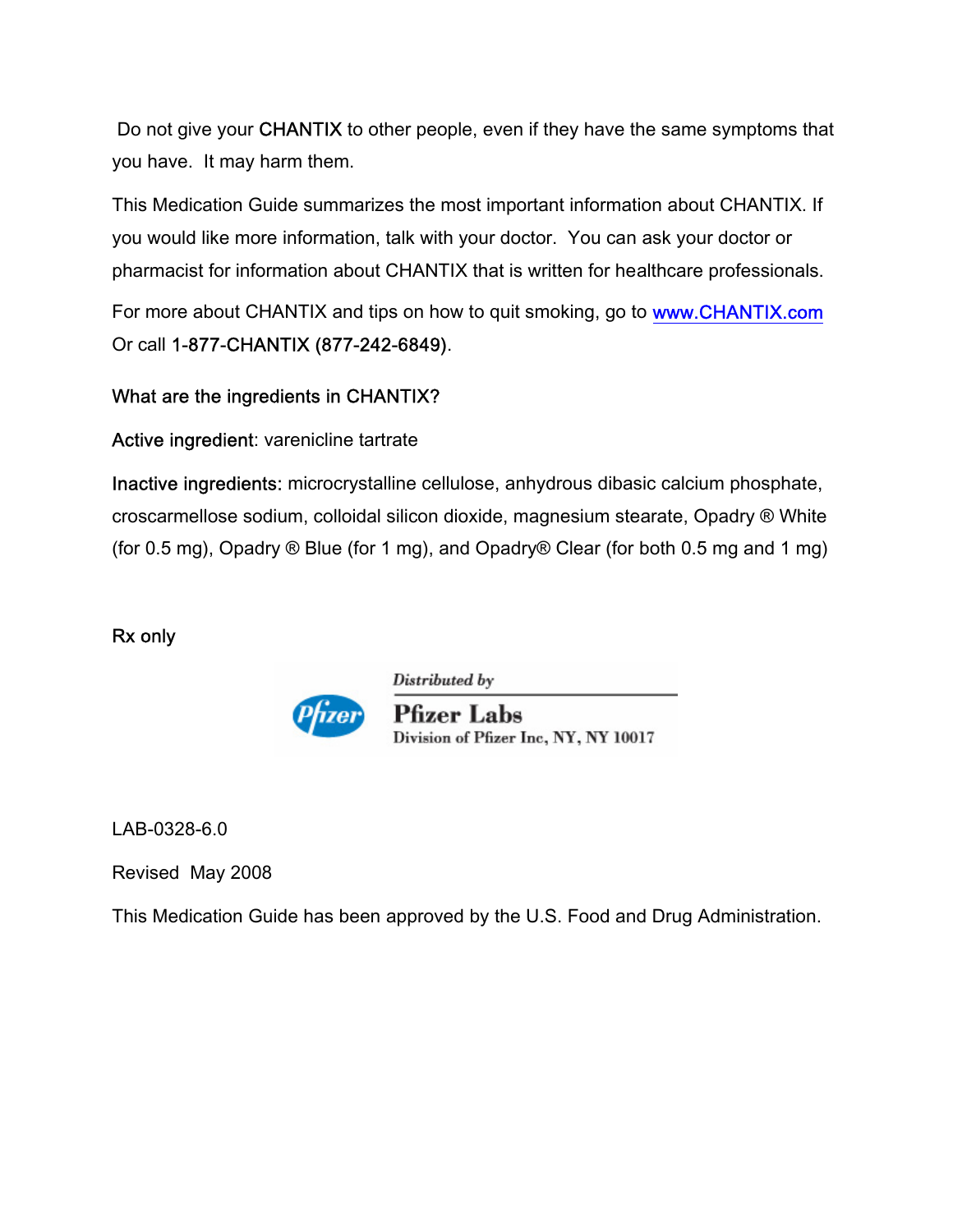Do not give your CHANTIX to other people, even if they have the same symptoms that you have. It may harm them.

This Medication Guide summarizes the most important information about CHANTIX. If you would like more information, talk with your doctor. You can ask your doctor or pharmacist for information about CHANTIX that is written for healthcare professionals.

For more about CHANTIX and tips on how to quit smoking, go to www.CHANTIX.com Or call 1-877-CHANTIX (877-242-6849).

### What are the ingredients in CHANTIX?

Active ingredient: varenicline tartrate

Inactive ingredients: microcrystalline cellulose, anhydrous dibasic calcium phosphate, croscarmellose sodium, colloidal silicon dioxide, magnesium stearate, Opadry ® White (for 0.5 mg), Opadry ® Blue (for 1 mg), and Opadry® Clear (for both 0.5 mg and 1 mg)

Rx only

*Distributed by*

**Pfizer Labs**
Division of Pfizer Inc, NY, NY 10017

LAB-0328-6.0

Revised May 2008

This Medication Guide has been approved by the U.S. Food and Drug Administration.